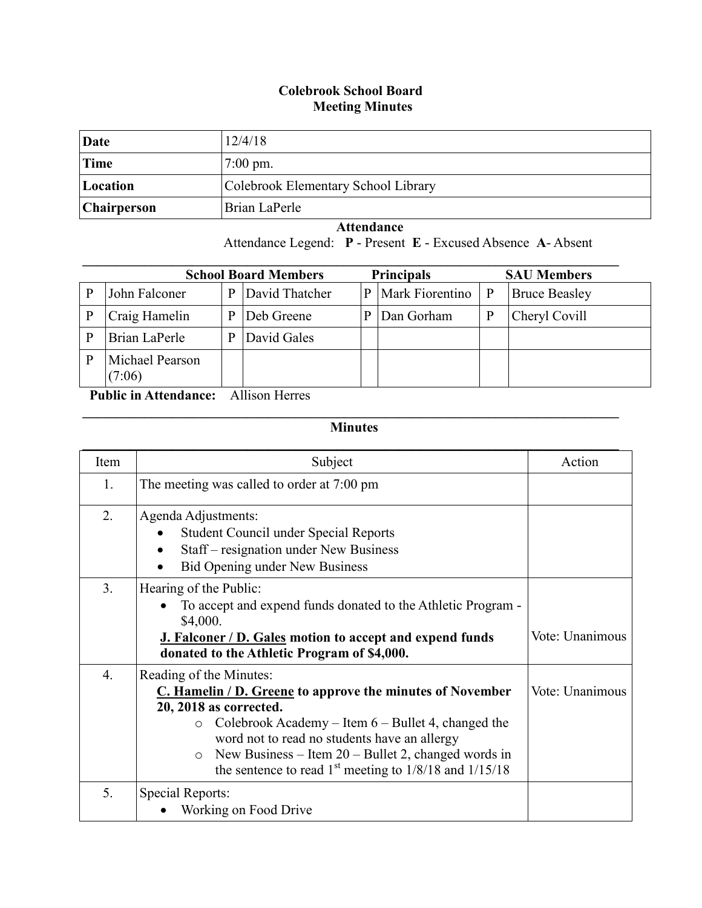# Colebrook School Board
## Meeting Minutes

| | |
|---|---|
| **Date** | 12/4/18 |
| **Time** | 7:00 pm. |
| **Location** | Colebrook Elementary School Library |
| **Chairperson** | Brian LaPerle |

**Attendance**

Attendance Legend: **P** - Present **E** - Excused Absence **A**- Absent

| | **School Board Members** | | | | **Principals** | | **SAU Members** |
|---|---|---|---|---|---|---|---|
| P | John Falconer | P | David Thatcher | P | Mark Fiorentino | P | Bruce Beasley |
| P | Craig Hamelin | P | Deb Greene | P | Dan Gorham | P | Cheryl Covill |
| P | Brian LaPerle | P | David Gales | | | | |
| P | Michael Pearson (7:06) | | | | | | |

**Public in Attendance:** Allison Herres

**Minutes**

| Item | Subject | Action |
|---|---|---|
| 1. | The meeting was called to order at 7:00 pm | |
| 2. | Agenda Adjustments:<br>• Student Council under Special Reports<br>• Staff – resignation under New Business<br>• Bid Opening under New Business | |
| 3. | Hearing of the Public:<br>• To accept and expend funds donated to the Athletic Program - $4,000.<br>**<u>J. Falconer / D. Gales</u> motion to accept and expend funds donated to the Athletic Program of $4,000.** | Vote: Unanimous |
| 4. | Reading of the Minutes:<br>**<u>C. Hamelin / D. Greene</u> to approve the minutes of November 20, 2018 as corrected.**<br>○ Colebrook Academy – Item 6 – Bullet 4, changed the word not to read no students have an allergy<br>○ New Business – Item 20 – Bullet 2, changed words in the sentence to read 1st meeting to 1/8/18 and 1/15/18 | Vote: Unanimous |
| 5. | Special Reports:<br>• Working on Food Drive | |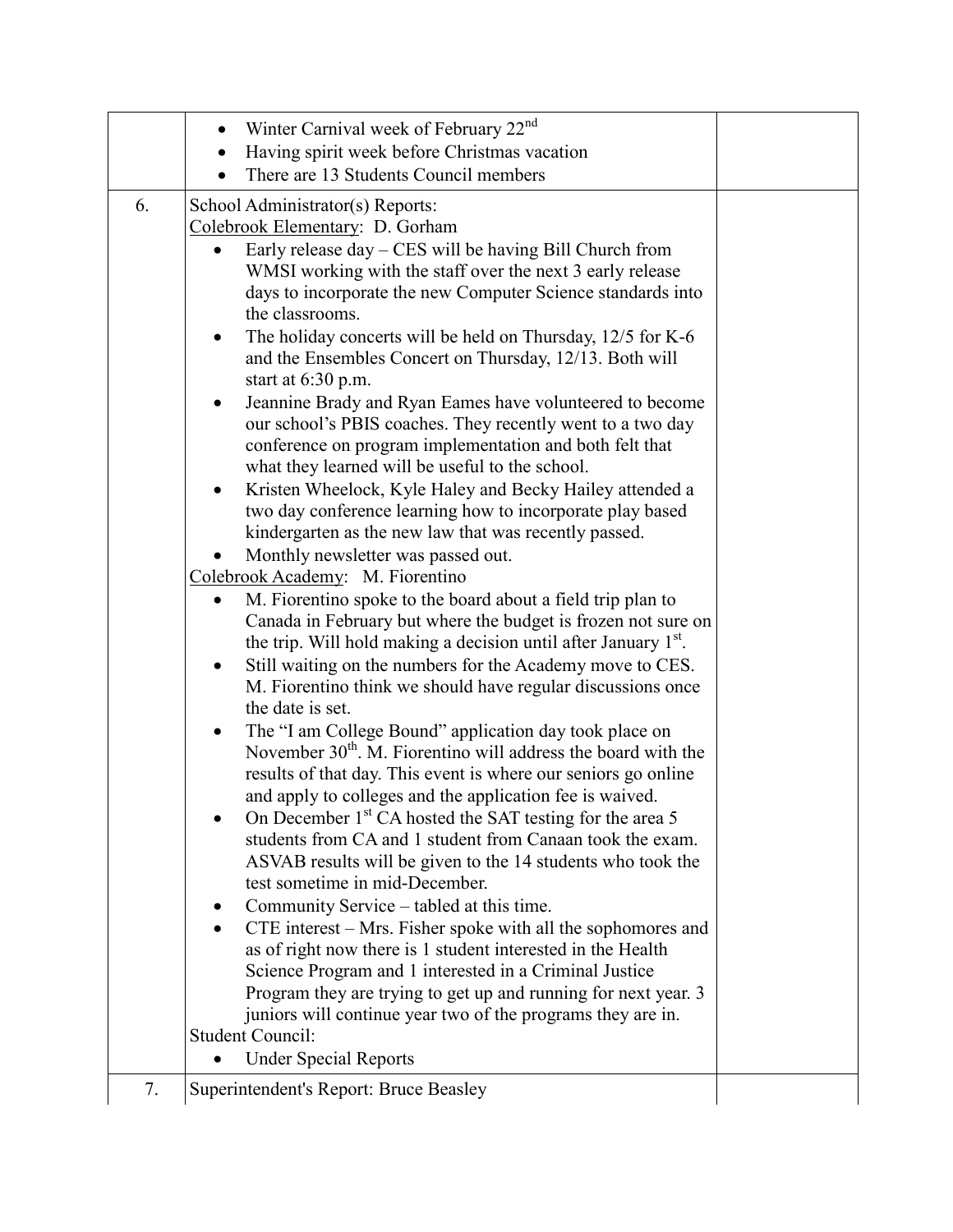| | | |
|---|---|---|
| | • Winter Carnival week of February 22nd<br>• Having spirit week before Christmas vacation<br>• There are 13 Students Council members | |
| 6. | School Administrator(s) Reports:<br>Colebrook Elementary: D. Gorham<br>• Early release day – CES will be having Bill Church from WMSI working with the staff over the next 3 early release days to incorporate the new Computer Science standards into the classrooms.<br>• The holiday concerts will be held on Thursday, 12/5 for K-6 and the Ensembles Concert on Thursday, 12/13. Both will start at 6:30 p.m.<br>• Jeannine Brady and Ryan Eames have volunteered to become our school's PBIS coaches. They recently went to a two day conference on program implementation and both felt that what they learned will be useful to the school.<br>• Kristen Wheelock, Kyle Haley and Becky Hailey attended a two day conference learning how to incorporate play based kindergarten as the new law that was recently passed.<br>• Monthly newsletter was passed out.<br>Colebrook Academy: M. Fiorentino<br>• M. Fiorentino spoke to the board about a field trip plan to Canada in February but where the budget is frozen not sure on the trip. Will hold making a decision until after January 1st.<br>• Still waiting on the numbers for the Academy move to CES. M. Fiorentino think we should have regular discussions once the date is set.<br>• The "I am College Bound" application day took place on November 30th. M. Fiorentino will address the board with the results of that day. This event is where our seniors go online and apply to colleges and the application fee is waived.<br>• On December 1st CA hosted the SAT testing for the area 5 students from CA and 1 student from Canaan took the exam. ASVAB results will be given to the 14 students who took the test sometime in mid-December.<br>• Community Service – tabled at this time.<br>• CTE interest – Mrs. Fisher spoke with all the sophomores and as of right now there is 1 student interested in the Health Science Program and 1 interested in a Criminal Justice Program they are trying to get up and running for next year. 3 juniors will continue year two of the programs they are in.<br>Student Council:<br>• Under Special Reports | |
| 7. | Superintendent's Report: Bruce Beasley | |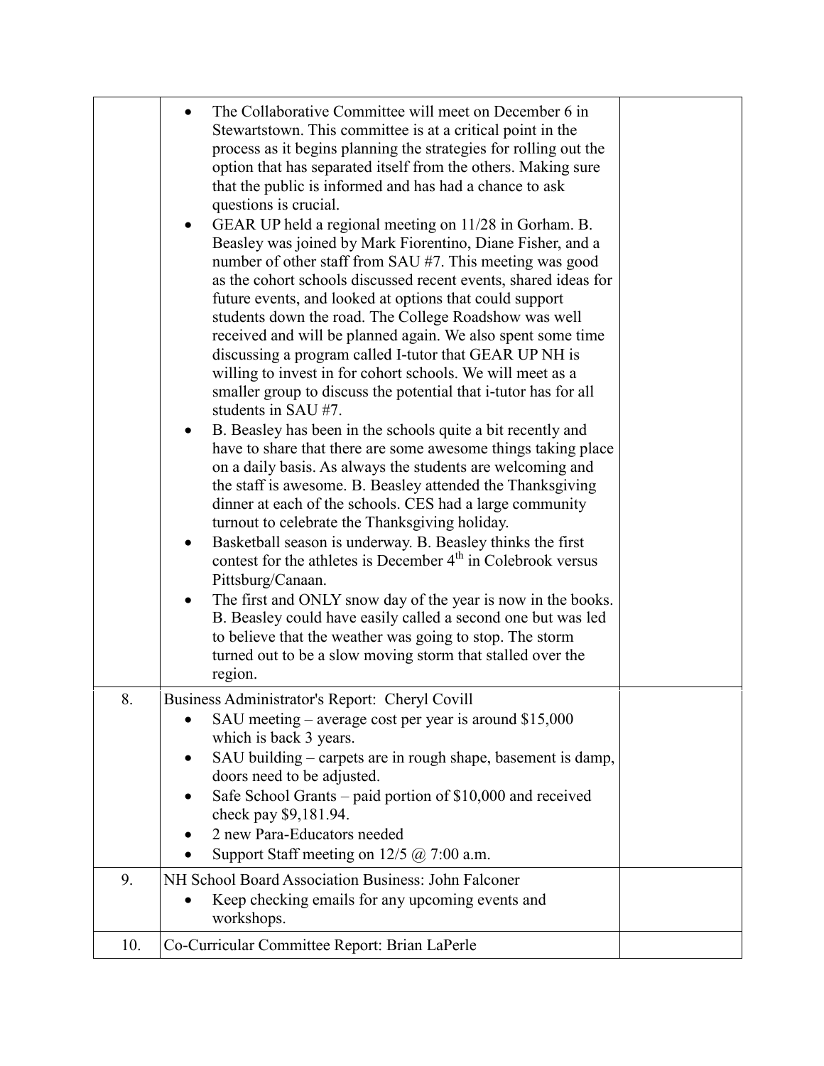| | | |
|---|---|---|
| | • The Collaborative Committee will meet on December 6 in Stewartstown. This committee is at a critical point in the process as it begins planning the strategies for rolling out the option that has separated itself from the others. Making sure that the public is informed and has had a chance to ask questions is crucial.<br>• GEAR UP held a regional meeting on 11/28 in Gorham. B. Beasley was joined by Mark Fiorentino, Diane Fisher, and a number of other staff from SAU #7. This meeting was good as the cohort schools discussed recent events, shared ideas for future events, and looked at options that could support students down the road. The College Roadshow was well received and will be planned again. We also spent some time discussing a program called I-tutor that GEAR UP NH is willing to invest in for cohort schools. We will meet as a smaller group to discuss the potential that i-tutor has for all students in SAU #7.<br>• B. Beasley has been in the schools quite a bit recently and have to share that there are some awesome things taking place on a daily basis. As always the students are welcoming and the staff is awesome. B. Beasley attended the Thanksgiving dinner at each of the schools. CES had a large community turnout to celebrate the Thanksgiving holiday.<br>• Basketball season is underway. B. Beasley thinks the first contest for the athletes is December 4th in Colebrook versus Pittsburg/Canaan.<br>• The first and ONLY snow day of the year is now in the books. B. Beasley could have easily called a second one but was led to believe that the weather was going to stop. The storm turned out to be a slow moving storm that stalled over the region. | |
| 8. | Business Administrator's Report: Cheryl Covill<br>• SAU meeting – average cost per year is around $15,000 which is back 3 years.<br>• SAU building – carpets are in rough shape, basement is damp, doors need to be adjusted.<br>• Safe School Grants – paid portion of $10,000 and received check pay $9,181.94.<br>• 2 new Para-Educators needed<br>• Support Staff meeting on 12/5 @ 7:00 a.m. | |
| 9. | NH School Board Association Business: John Falconer<br>• Keep checking emails for any upcoming events and workshops. | |
| 10. | Co-Curricular Committee Report: Brian LaPerle | |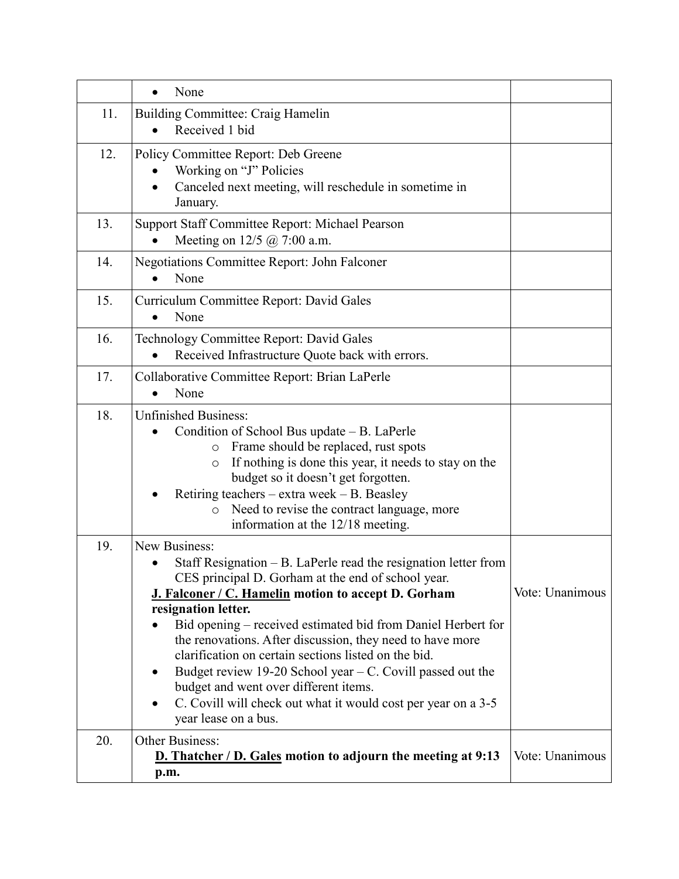| | | |
|---|---|---|
| | • None | |
| 11. | Building Committee: Craig Hamelin<br>• Received 1 bid | |
| 12. | Policy Committee Report: Deb Greene<br>• Working on "J" Policies<br>• Canceled next meeting, will reschedule in sometime in January. | |
| 13. | Support Staff Committee Report: Michael Pearson<br>• Meeting on 12/5 @ 7:00 a.m. | |
| 14. | Negotiations Committee Report: John Falconer<br>• None | |
| 15. | Curriculum Committee Report: David Gales<br>• None | |
| 16. | Technology Committee Report: David Gales<br>• Received Infrastructure Quote back with errors. | |
| 17. | Collaborative Committee Report: Brian LaPerle<br>• None | |
| 18. | Unfinished Business:<br>• Condition of School Bus update – B. LaPerle<br>  o Frame should be replaced, rust spots<br>  o If nothing is done this year, it needs to stay on the budget so it doesn't get forgotten.<br>• Retiring teachers – extra week – B. Beasley<br>  o Need to revise the contract language, more information at the 12/18 meeting. | |
| 19. | New Business:<br>• Staff Resignation – B. LaPerle read the resignation letter from CES principal D. Gorham at the end of school year.<br>**<u>J. Falconer / C. Hamelin</u> motion to accept D. Gorham resignation letter.**<br>• Bid opening – received estimated bid from Daniel Herbert for the renovations. After discussion, they need to have more clarification on certain sections listed on the bid.<br>• Budget review 19-20 School year – C. Covill passed out the budget and went over different items.<br>• C. Covill will check out what it would cost per year on a 3-5 year lease on a bus. | Vote: Unanimous |
| 20. | Other Business:<br>**<u>D. Thatcher / D. Gales</u> motion to adjourn the meeting at 9:13 p.m.** | Vote: Unanimous |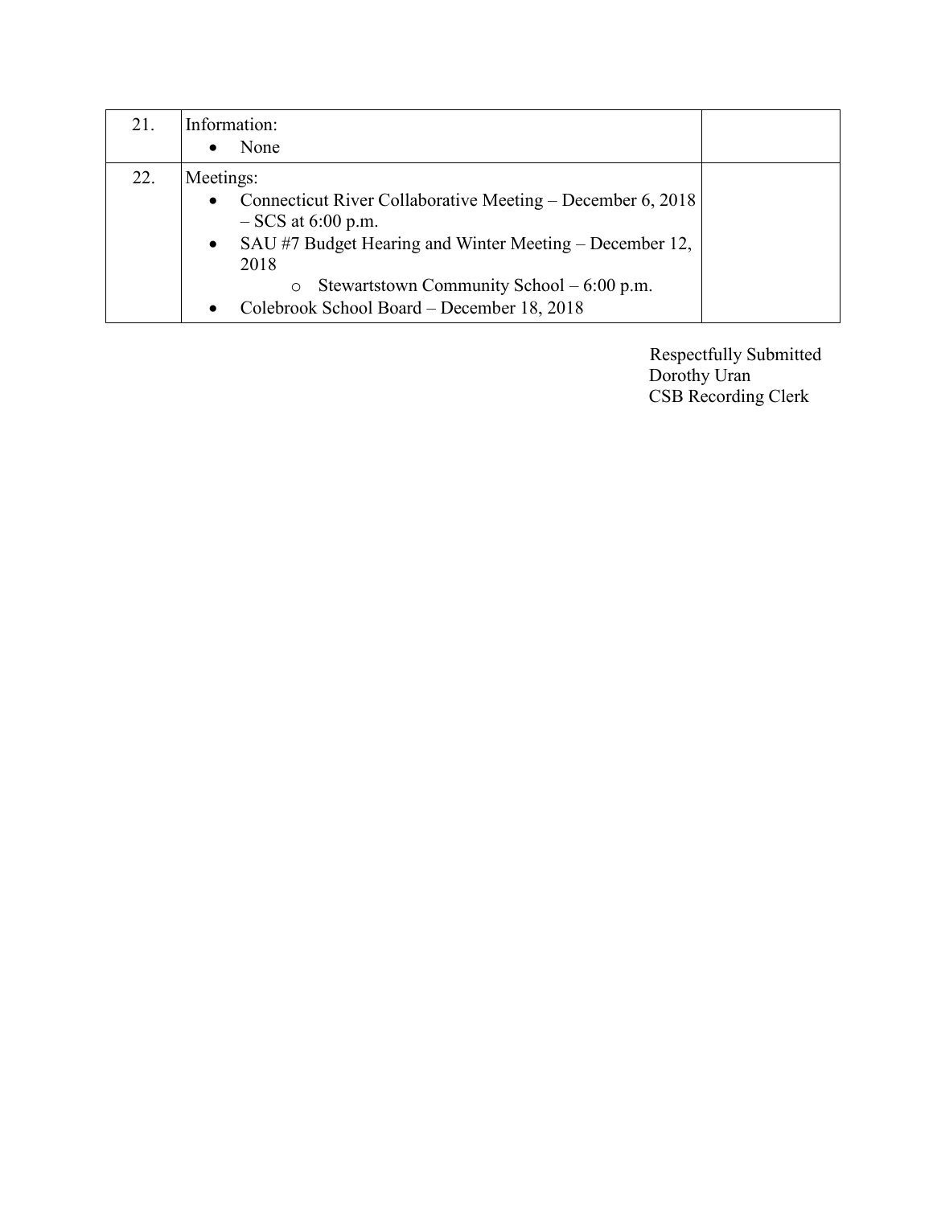| | | |
|---|---|---|
| 21. | Information:<br>• None | |
| 22. | Meetings:<br>• Connecticut River Collaborative Meeting – December 6, 2018 – SCS at 6:00 p.m.<br>• SAU #7 Budget Hearing and Winter Meeting – December 12, 2018<br>  o Stewartstown Community School – 6:00 p.m.<br>• Colebrook School Board – December 18, 2018 | |

Respectfully Submitted
Dorothy Uran
CSB Recording Clerk